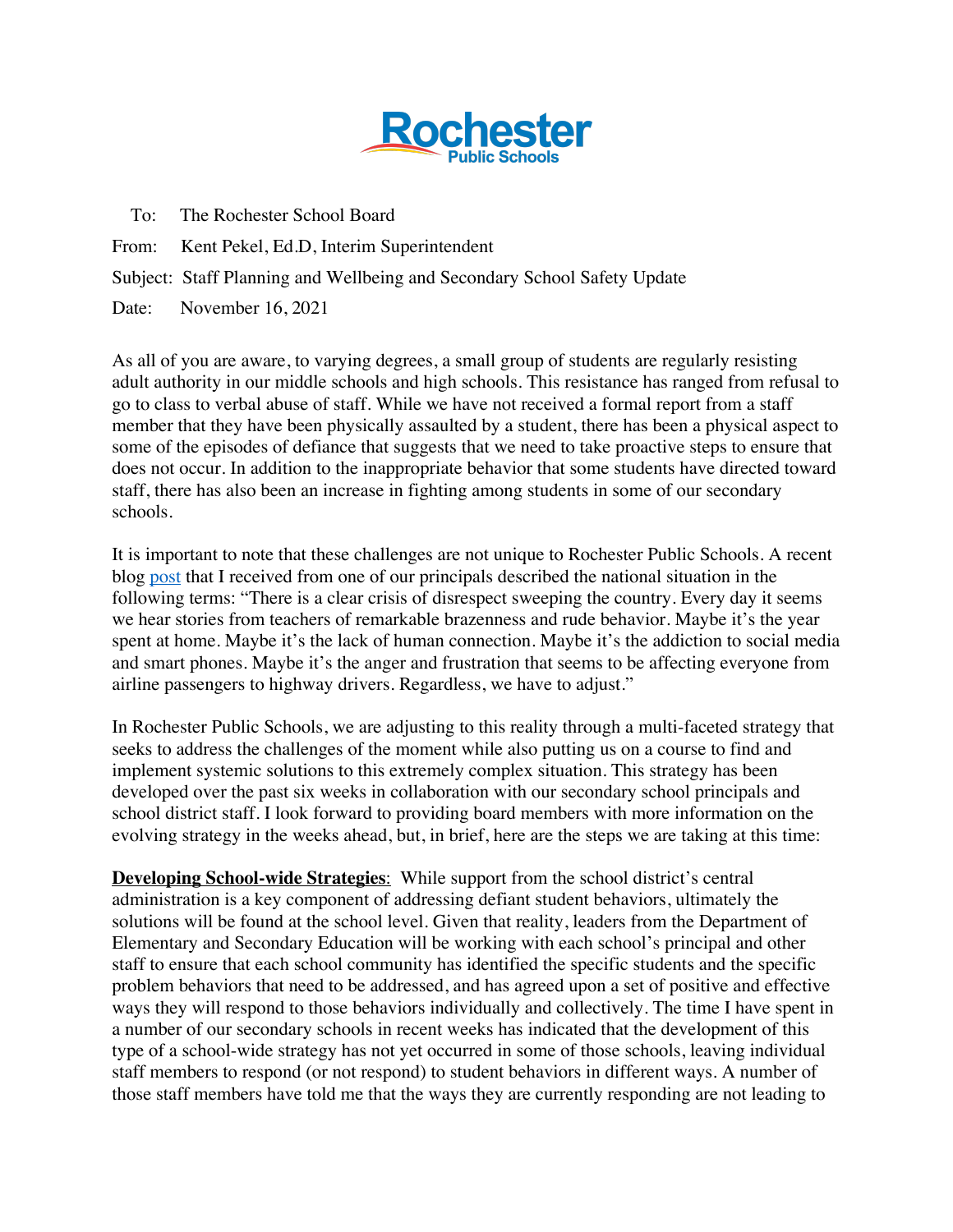Rochester Public Schools

To: The Rochester School Board

From: Kent Pekel, Ed.D, Interim Superintendent

Subject: Staff Planning and Wellbeing and Secondary School Safety Update

Date: November 16, 2021

As all of you are aware, to varying degrees, a small group of students are regularly resisting adult authority in our middle schools and high schools. This resistance has ranged from refusal to go to class to verbal abuse of staff. While we have not received a formal report from a staff member that they have been physically assaulted by a student, there has been a physical aspect to some of the episodes of defiance that suggests that we need to take proactive steps to ensure that does not occur. In addition to the inappropriate behavior that some students have directed toward staff, there has also been an increase in fighting among students in some of our secondary schools.

It is important to note that these challenges are not unique to Rochester Public Schools. A recent blog post that I received from one of our principals described the national situation in the following terms: "There is a clear crisis of disrespect sweeping the country. Every day it seems we hear stories from teachers of remarkable brazenness and rude behavior. Maybe it's the year spent at home. Maybe it's the lack of human connection. Maybe it's the addiction to social media and smart phones. Maybe it's the anger and frustration that seems to be affecting everyone from airline passengers to highway drivers. Regardless, we have to adjust."

In Rochester Public Schools, we are adjusting to this reality through a multi-faceted strategy that seeks to address the challenges of the moment while also putting us on a course to find and implement systemic solutions to this extremely complex situation. This strategy has been developed over the past six weeks in collaboration with our secondary school principals and school district staff. I look forward to providing board members with more information on the evolving strategy in the weeks ahead, but, in brief, here are the steps we are taking at this time:

**Developing School-wide Strategies**: While support from the school district's central administration is a key component of addressing defiant student behaviors, ultimately the solutions will be found at the school level. Given that reality, leaders from the Department of Elementary and Secondary Education will be working with each school's principal and other staff to ensure that each school community has identified the specific students and the specific problem behaviors that need to be addressed, and has agreed upon a set of positive and effective ways they will respond to those behaviors individually and collectively. The time I have spent in a number of our secondary schools in recent weeks has indicated that the development of this type of a school-wide strategy has not yet occurred in some of those schools, leaving individual staff members to respond (or not respond) to student behaviors in different ways. A number of those staff members have told me that the ways they are currently responding are not leading to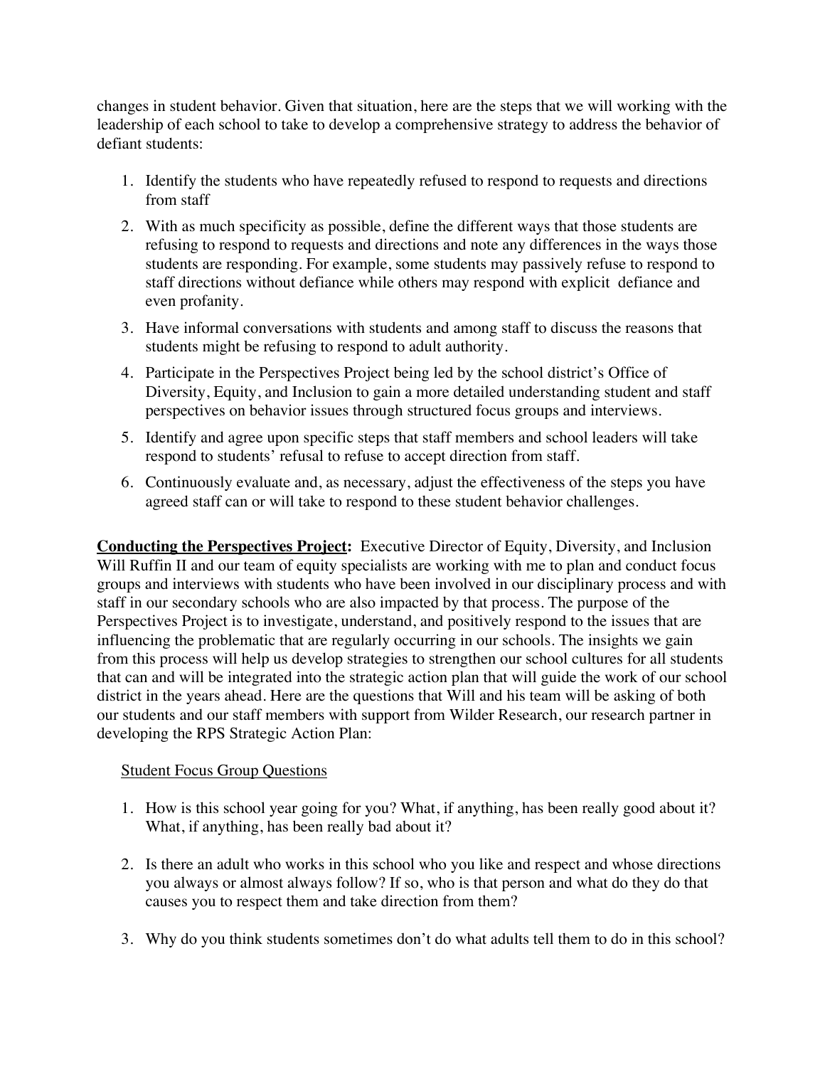changes in student behavior. Given that situation, here are the steps that we will working with the leadership of each school to take to develop a comprehensive strategy to address the behavior of defiant students:

1. Identify the students who have repeatedly refused to respond to requests and directions from staff
2. With as much specificity as possible, define the different ways that those students are refusing to respond to requests and directions and note any differences in the ways those students are responding. For example, some students may passively refuse to respond to staff directions without defiance while others may respond with explicit defiance and even profanity.
3. Have informal conversations with students and among staff to discuss the reasons that students might be refusing to respond to adult authority.
4. Participate in the Perspectives Project being led by the school district's Office of Diversity, Equity, and Inclusion to gain a more detailed understanding student and staff perspectives on behavior issues through structured focus groups and interviews.
5. Identify and agree upon specific steps that staff members and school leaders will take respond to students' refusal to refuse to accept direction from staff.
6. Continuously evaluate and, as necessary, adjust the effectiveness of the steps you have agreed staff can or will take to respond to these student behavior challenges.

**<u>Conducting the Perspectives Project:</u>** Executive Director of Equity, Diversity, and Inclusion Will Ruffin II and our team of equity specialists are working with me to plan and conduct focus groups and interviews with students who have been involved in our disciplinary process and with staff in our secondary schools who are also impacted by that process. The purpose of the Perspectives Project is to investigate, understand, and positively respond to the issues that are influencing the problematic that are regularly occurring in our schools. The insights we gain from this process will help us develop strategies to strengthen our school cultures for all students that can and will be integrated into the strategic action plan that will guide the work of our school district in the years ahead. Here are the questions that Will and his team will be asking of both our students and our staff members with support from Wilder Research, our research partner in developing the RPS Strategic Action Plan:

<u>Student Focus Group Questions</u>

1. How is this school year going for you? What, if anything, has been really good about it? What, if anything, has been really bad about it?

2. Is there an adult who works in this school who you like and respect and whose directions you always or almost always follow? If so, who is that person and what do they do that causes you to respect them and take direction from them?

3. Why do you think students sometimes don't do what adults tell them to do in this school?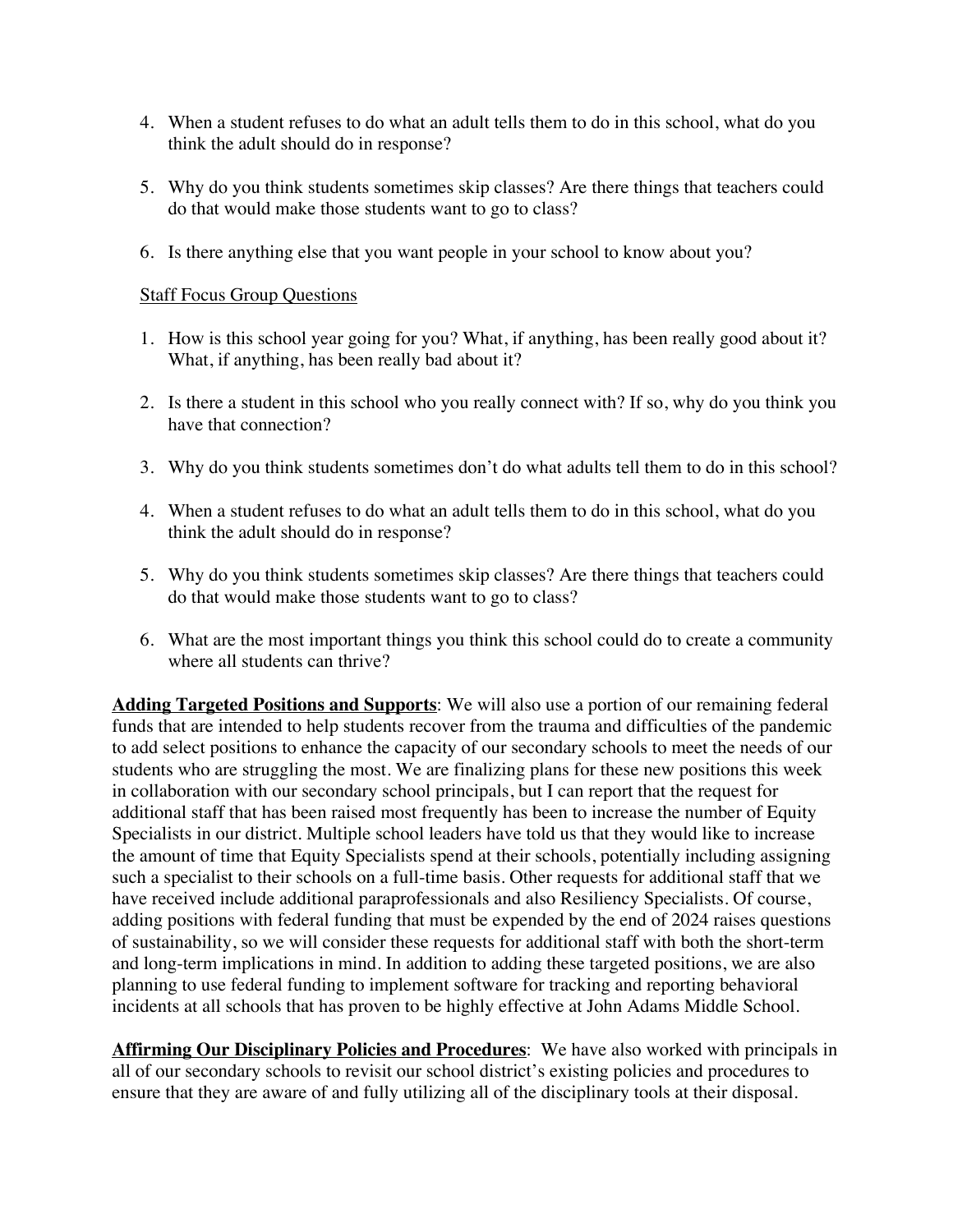4. When a student refuses to do what an adult tells them to do in this school, what do you think the adult should do in response?

5. Why do you think students sometimes skip classes? Are there things that teachers could do that would make those students want to go to class?

6. Is there anything else that you want people in your school to know about you?

<u>Staff Focus Group Questions</u>

1. How is this school year going for you? What, if anything, has been really good about it? What, if anything, has been really bad about it?

2. Is there a student in this school who you really connect with? If so, why do you think you have that connection?

3. Why do you think students sometimes don't do what adults tell them to do in this school?

4. When a student refuses to do what an adult tells them to do in this school, what do you think the adult should do in response?

5. Why do you think students sometimes skip classes? Are there things that teachers could do that would make those students want to go to class?

6. What are the most important things you think this school could do to create a community where all students can thrive?

**<u>Adding Targeted Positions and Supports</u>**: We will also use a portion of our remaining federal funds that are intended to help students recover from the trauma and difficulties of the pandemic to add select positions to enhance the capacity of our secondary schools to meet the needs of our students who are struggling the most. We are finalizing plans for these new positions this week in collaboration with our secondary school principals, but I can report that the request for additional staff that has been raised most frequently has been to increase the number of Equity Specialists in our district. Multiple school leaders have told us that they would like to increase the amount of time that Equity Specialists spend at their schools, potentially including assigning such a specialist to their schools on a full-time basis. Other requests for additional staff that we have received include additional paraprofessionals and also Resiliency Specialists. Of course, adding positions with federal funding that must be expended by the end of 2024 raises questions of sustainability, so we will consider these requests for additional staff with both the short-term and long-term implications in mind. In addition to adding these targeted positions, we are also planning to use federal funding to implement software for tracking and reporting behavioral incidents at all schools that has proven to be highly effective at John Adams Middle School.

**<u>Affirming Our Disciplinary Policies and Procedures</u>**: We have also worked with principals in all of our secondary schools to revisit our school district's existing policies and procedures to ensure that they are aware of and fully utilizing all of the disciplinary tools at their disposal.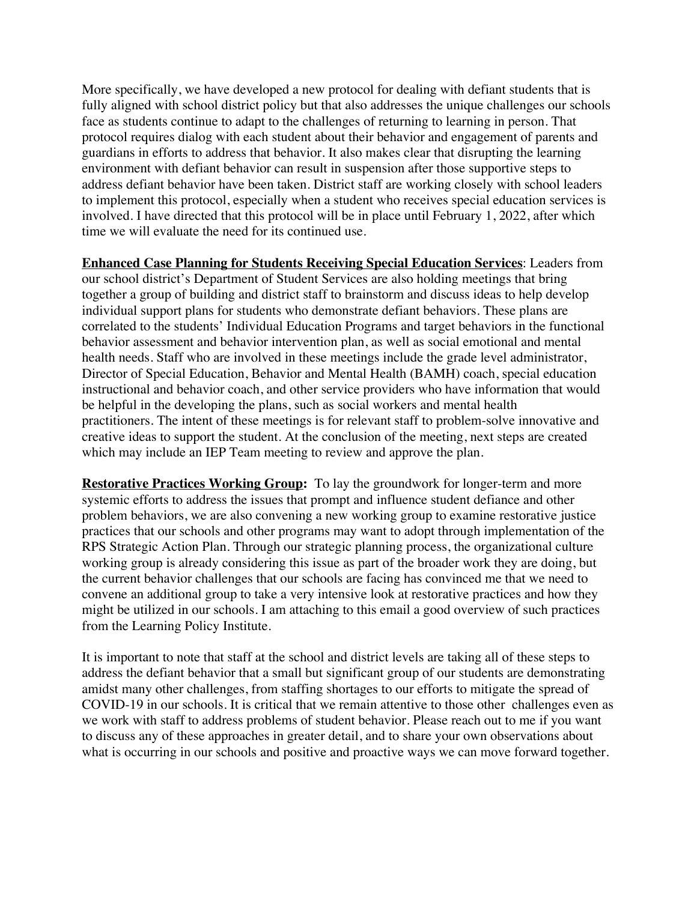More specifically, we have developed a new protocol for dealing with defiant students that is fully aligned with school district policy but that also addresses the unique challenges our schools face as students continue to adapt to the challenges of returning to learning in person. That protocol requires dialog with each student about their behavior and engagement of parents and guardians in efforts to address that behavior. It also makes clear that disrupting the learning environment with defiant behavior can result in suspension after those supportive steps to address defiant behavior have been taken. District staff are working closely with school leaders to implement this protocol, especially when a student who receives special education services is involved. I have directed that this protocol will be in place until February 1, 2022, after which time we will evaluate the need for its continued use.

**Enhanced Case Planning for Students Receiving Special Education Services**: Leaders from our school district's Department of Student Services are also holding meetings that bring together a group of building and district staff to brainstorm and discuss ideas to help develop individual support plans for students who demonstrate defiant behaviors. These plans are correlated to the students' Individual Education Programs and target behaviors in the functional behavior assessment and behavior intervention plan, as well as social emotional and mental health needs. Staff who are involved in these meetings include the grade level administrator, Director of Special Education, Behavior and Mental Health (BAMH) coach, special education instructional and behavior coach, and other service providers who have information that would be helpful in the developing the plans, such as social workers and mental health practitioners. The intent of these meetings is for relevant staff to problem-solve innovative and creative ideas to support the student. At the conclusion of the meeting, next steps are created which may include an IEP Team meeting to review and approve the plan.

**Restorative Practices Working Group:** To lay the groundwork for longer-term and more systemic efforts to address the issues that prompt and influence student defiance and other problem behaviors, we are also convening a new working group to examine restorative justice practices that our schools and other programs may want to adopt through implementation of the RPS Strategic Action Plan. Through our strategic planning process, the organizational culture working group is already considering this issue as part of the broader work they are doing, but the current behavior challenges that our schools are facing has convinced me that we need to convene an additional group to take a very intensive look at restorative practices and how they might be utilized in our schools. I am attaching to this email a good overview of such practices from the Learning Policy Institute.

It is important to note that staff at the school and district levels are taking all of these steps to address the defiant behavior that a small but significant group of our students are demonstrating amidst many other challenges, from staffing shortages to our efforts to mitigate the spread of COVID-19 in our schools. It is critical that we remain attentive to those other challenges even as we work with staff to address problems of student behavior. Please reach out to me if you want to discuss any of these approaches in greater detail, and to share your own observations about what is occurring in our schools and positive and proactive ways we can move forward together.